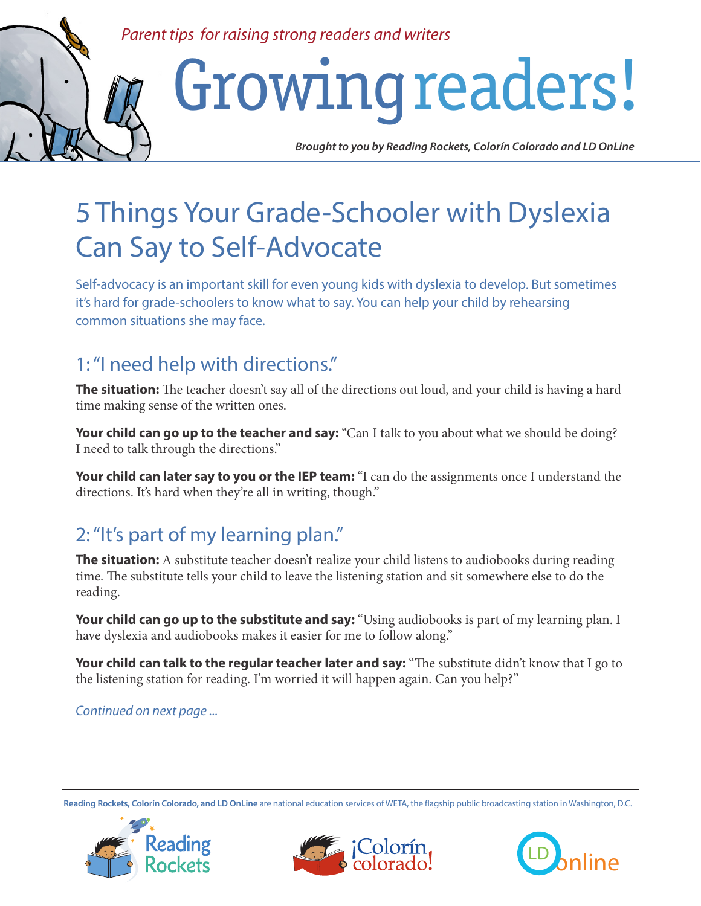*Parent tips for raising strong readers and writers*

# Growing readers!

***Brought to you by Reading Rockets, Colorín Colorado and LD OnLine***

## 5 Things Your Grade-Schooler with Dyslexia Can Say to Self-Advocate

Self-advocacy is an important skill for even young kids with dyslexia to develop. But sometimes it's hard for grade-schoolers to know what to say. You can help your child by rehearsing common situations she may face.

### 1: "I need help with directions."

**The situation:** The teacher doesn't say all of the directions out loud, and your child is having a hard time making sense of the written ones.

**Your child can go up to the teacher and say:** "Can I talk to you about what we should be doing? I need to talk through the directions."

**Your child can later say to you or the IEP team:** "I can do the assignments once I understand the directions. It's hard when they're all in writing, though."

### 2: "It's part of my learning plan."

**The situation:** A substitute teacher doesn't realize your child listens to audiobooks during reading time. The substitute tells your child to leave the listening station and sit somewhere else to do the reading.

**Your child can go up to the substitute and say:** "Using audiobooks is part of my learning plan. I have dyslexia and audiobooks makes it easier for me to follow along."

**Your child can talk to the regular teacher later and say:** "The substitute didn't know that I go to the listening station for reading. I'm worried it will happen again. Can you help?"

*Continued on next page ...*

**Reading Rockets, Colorín Colorado, and LD OnLine** are national education services of WETA, the flagship public broadcasting station in Washington, D.C.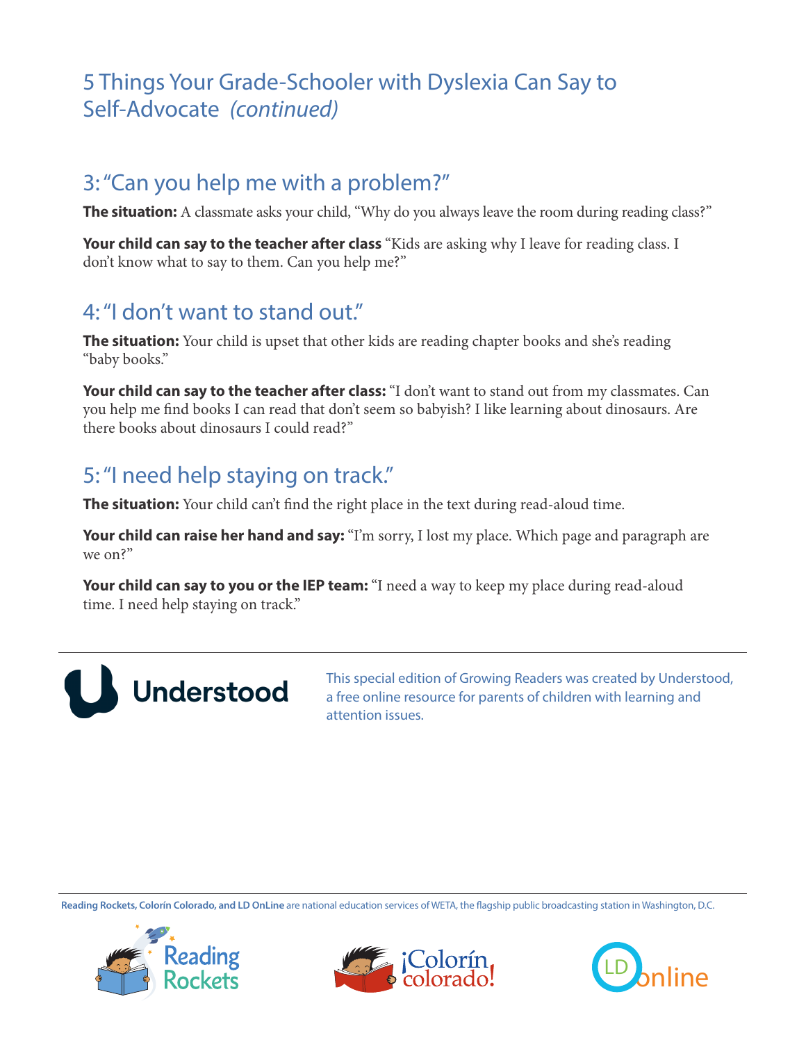# 5 Things Your Grade-Schooler with Dyslexia Can Say to Self-Advocate *(continued)*

## 3: "Can you help me with a problem?"

**The situation:** A classmate asks your child, "Why do you always leave the room during reading class?"

**Your child can say to the teacher after class** "Kids are asking why I leave for reading class. I don't know what to say to them. Can you help me?"

## 4: "I don't want to stand out."

**The situation:** Your child is upset that other kids are reading chapter books and she's reading "baby books."

**Your child can say to the teacher after class:** "I don't want to stand out from my classmates. Can you help me find books I can read that don't seem so babyish? I like learning about dinosaurs. Are there books about dinosaurs I could read?"

## 5: "I need help staying on track."

**The situation:** Your child can't find the right place in the text during read-aloud time.

**Your child can raise her hand and say:** "I'm sorry, I lost my place. Which page and paragraph are we on?"

**Your child can say to you or the IEP team:** "I need a way to keep my place during read-aloud time. I need help staying on track."

---

Understood

This special edition of Growing Readers was created by Understood, a free online resource for parents of children with learning and attention issues.

---

**Reading Rockets, Colorín Colorado, and LD OnLine** are national education services of WETA, the flagship public broadcasting station in Washington, D.C.

Reading Rockets | ¡Colorín colorado! | LD online